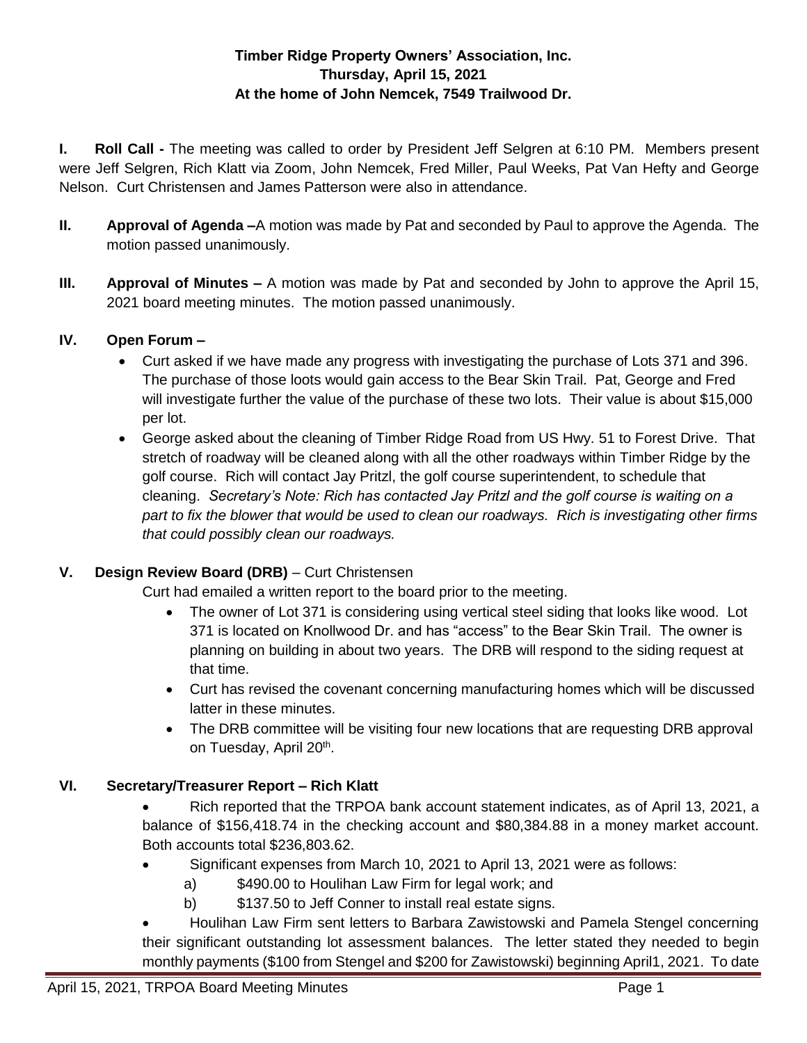**Timber Ridge Property Owners' Association, Inc.**
**Thursday, April 15, 2021**
**At the home of John Nemcek, 7549 Trailwood Dr.**

**I. Roll Call -** The meeting was called to order by President Jeff Selgren at 6:10 PM. Members present were Jeff Selgren, Rich Klatt via Zoom, John Nemcek, Fred Miller, Paul Weeks, Pat Van Hefty and George Nelson. Curt Christensen and James Patterson were also in attendance.

**II. Approval of Agenda –**A motion was made by Pat and seconded by Paul to approve the Agenda. The motion passed unanimously.

**III. Approval of Minutes –** A motion was made by Pat and seconded by John to approve the April 15, 2021 board meeting minutes. The motion passed unanimously.

**IV. Open Forum –**

- Curt asked if we have made any progress with investigating the purchase of Lots 371 and 396. The purchase of those loots would gain access to the Bear Skin Trail. Pat, George and Fred will investigate further the value of the purchase of these two lots. Their value is about $15,000 per lot.
- George asked about the cleaning of Timber Ridge Road from US Hwy. 51 to Forest Drive. That stretch of roadway will be cleaned along with all the other roadways within Timber Ridge by the golf course. Rich will contact Jay Pritzl, the golf course superintendent, to schedule that cleaning. *Secretary's Note: Rich has contacted Jay Pritzl and the golf course is waiting on a part to fix the blower that would be used to clean our roadways. Rich is investigating other firms that could possibly clean our roadways.*

**V. Design Review Board (DRB)** – Curt Christensen

Curt had emailed a written report to the board prior to the meeting.

- The owner of Lot 371 is considering using vertical steel siding that looks like wood. Lot 371 is located on Knollwood Dr. and has "access" to the Bear Skin Trail. The owner is planning on building in about two years. The DRB will respond to the siding request at that time.
- Curt has revised the covenant concerning manufacturing homes which will be discussed latter in these minutes.
- The DRB committee will be visiting four new locations that are requesting DRB approval on Tuesday, April 20th.

**VI. Secretary/Treasurer Report – Rich Klatt**

- Rich reported that the TRPOA bank account statement indicates, as of April 13, 2021, a balance of $156,418.74 in the checking account and $80,384.88 in a money market account. Both accounts total $236,803.62.
- Significant expenses from March 10, 2021 to April 13, 2021 were as follows:
  a) $490.00 to Houlihan Law Firm for legal work; and
  b) $137.50 to Jeff Conner to install real estate signs.
- Houlihan Law Firm sent letters to Barbara Zawistowski and Pamela Stengel concerning their significant outstanding lot assessment balances. The letter stated they needed to begin monthly payments ($100 from Stengel and $200 for Zawistowski) beginning April1, 2021. To date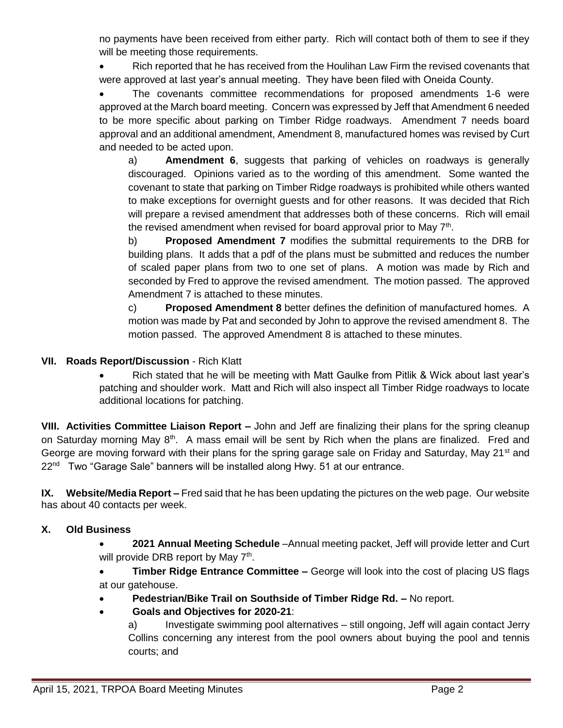no payments have been received from either party. Rich will contact both of them to see if they will be meeting those requirements.

- Rich reported that he has received from the Houlihan Law Firm the revised covenants that were approved at last year's annual meeting. They have been filed with Oneida County.
- The covenants committee recommendations for proposed amendments 1-6 were approved at the March board meeting. Concern was expressed by Jeff that Amendment 6 needed to be more specific about parking on Timber Ridge roadways. Amendment 7 needs board approval and an additional amendment, Amendment 8, manufactured homes was revised by Curt and needed to be acted upon.

  a) **Amendment 6**, suggests that parking of vehicles on roadways is generally discouraged. Opinions varied as to the wording of this amendment. Some wanted the covenant to state that parking on Timber Ridge roadways is prohibited while others wanted to make exceptions for overnight guests and for other reasons. It was decided that Rich will prepare a revised amendment that addresses both of these concerns. Rich will email the revised amendment when revised for board approval prior to May 7th.

  b) **Proposed Amendment 7** modifies the submittal requirements to the DRB for building plans. It adds that a pdf of the plans must be submitted and reduces the number of scaled paper plans from two to one set of plans. A motion was made by Rich and seconded by Fred to approve the revised amendment. The motion passed. The approved Amendment 7 is attached to these minutes.

  c) **Proposed Amendment 8** better defines the definition of manufactured homes. A motion was made by Pat and seconded by John to approve the revised amendment 8. The motion passed. The approved Amendment 8 is attached to these minutes.

## VII. Roads Report/Discussion - Rich Klatt

- Rich stated that he will be meeting with Matt Gaulke from Pitlik & Wick about last year's patching and shoulder work. Matt and Rich will also inspect all Timber Ridge roadways to locate additional locations for patching.

**VIII. Activities Committee Liaison Report –** John and Jeff are finalizing their plans for the spring cleanup on Saturday morning May 8th. A mass email will be sent by Rich when the plans are finalized. Fred and George are moving forward with their plans for the spring garage sale on Friday and Saturday, May 21st and 22nd Two "Garage Sale" banners will be installed along Hwy. 51 at our entrance.

**IX. Website/Media Report –** Fred said that he has been updating the pictures on the web page. Our website has about 40 contacts per week.

## X. Old Business

- **2021 Annual Meeting Schedule** –Annual meeting packet, Jeff will provide letter and Curt will provide DRB report by May 7th.
- **Timber Ridge Entrance Committee –** George will look into the cost of placing US flags at our gatehouse.
- **Pedestrian/Bike Trail on Southside of Timber Ridge Rd. –** No report.
- **Goals and Objectives for 2020-21**:

  a) Investigate swimming pool alternatives – still ongoing, Jeff will again contact Jerry Collins concerning any interest from the pool owners about buying the pool and tennis courts; and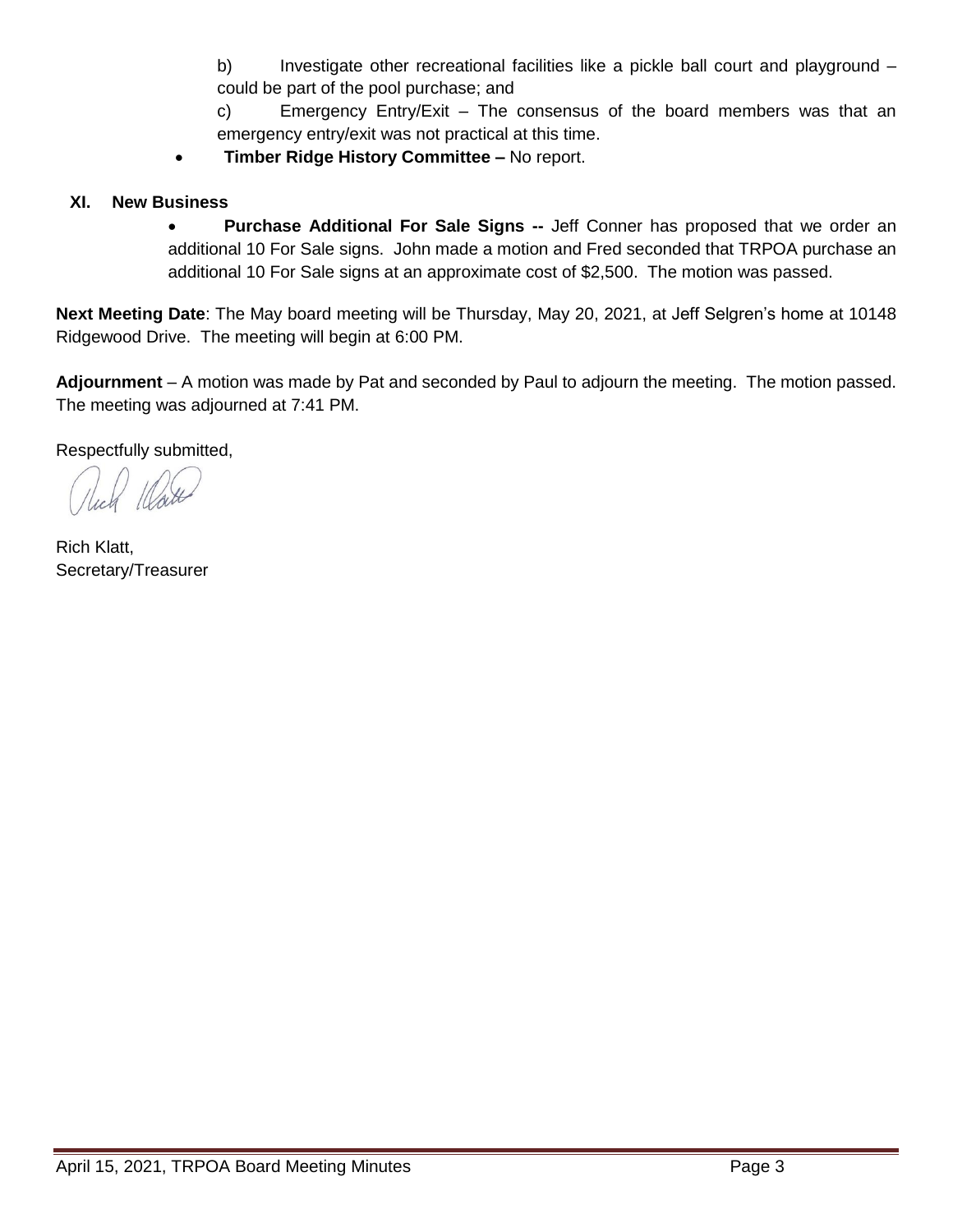b) Investigate other recreational facilities like a pickle ball court and playground – could be part of the pool purchase; and

c) Emergency Entry/Exit – The consensus of the board members was that an emergency entry/exit was not practical at this time.

- **Timber Ridge History Committee –** No report.

## XI. New Business

- **Purchase Additional For Sale Signs --** Jeff Conner has proposed that we order an additional 10 For Sale signs. John made a motion and Fred seconded that TRPOA purchase an additional 10 For Sale signs at an approximate cost of $2,500. The motion was passed.

**Next Meeting Date**: The May board meeting will be Thursday, May 20, 2021, at Jeff Selgren's home at 10148 Ridgewood Drive. The meeting will begin at 6:00 PM.

**Adjournment** – A motion was made by Pat and seconded by Paul to adjourn the meeting. The motion passed. The meeting was adjourned at 7:41 PM.

Respectfully submitted,

Rich Klatt,
Secretary/Treasurer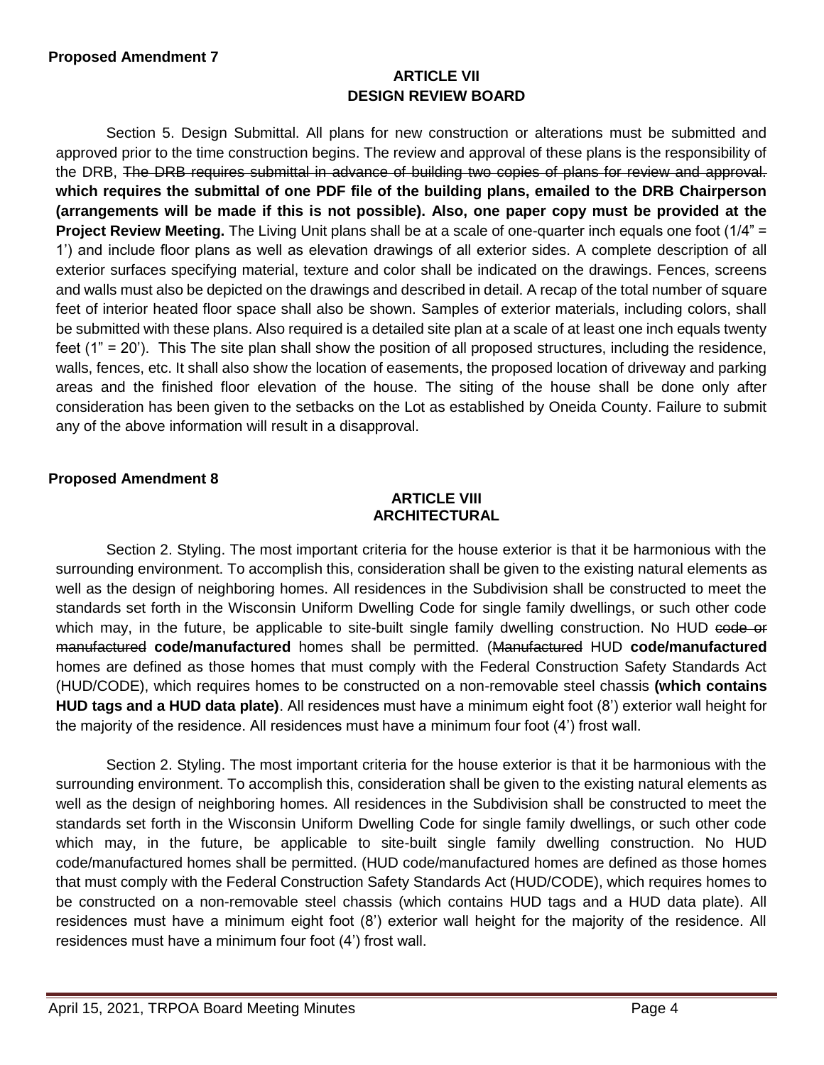**Proposed Amendment 7**

**ARTICLE VII**
**DESIGN REVIEW BOARD**

Section 5. Design Submittal. All plans for new construction or alterations must be submitted and approved prior to the time construction begins. The review and approval of these plans is the responsibility of the DRB, ~~The DRB requires submittal in advance of building two copies of plans for review and approval.~~ **which requires the submittal of one PDF file of the building plans, emailed to the DRB Chairperson (arrangements will be made if this is not possible). Also, one paper copy must be provided at the Project Review Meeting.** The Living Unit plans shall be at a scale of one-quarter inch equals one foot (1/4" = 1') and include floor plans as well as elevation drawings of all exterior sides. A complete description of all exterior surfaces specifying material, texture and color shall be indicated on the drawings. Fences, screens and walls must also be depicted on the drawings and described in detail. A recap of the total number of square feet of interior heated floor space shall also be shown. Samples of exterior materials, including colors, shall be submitted with these plans. Also required is a detailed site plan at a scale of at least one inch equals twenty feet (1" = 20'). This The site plan shall show the position of all proposed structures, including the residence, walls, fences, etc. It shall also show the location of easements, the proposed location of driveway and parking areas and the finished floor elevation of the house. The siting of the house shall be done only after consideration has been given to the setbacks on the Lot as established by Oneida County. Failure to submit any of the above information will result in a disapproval.

**Proposed Amendment 8**

**ARTICLE VIII**
**ARCHITECTURAL**

Section 2. Styling. The most important criteria for the house exterior is that it be harmonious with the surrounding environment. To accomplish this, consideration shall be given to the existing natural elements as well as the design of neighboring homes. All residences in the Subdivision shall be constructed to meet the standards set forth in the Wisconsin Uniform Dwelling Code for single family dwellings, or such other code which may, in the future, be applicable to site-built single family dwelling construction. No HUD ~~code or manufactured~~ **code/manufactured** homes shall be permitted. (~~Manufactured~~ HUD **code/manufactured** homes are defined as those homes that must comply with the Federal Construction Safety Standards Act (HUD/CODE), which requires homes to be constructed on a non-removable steel chassis **(which contains HUD tags and a HUD data plate)**. All residences must have a minimum eight foot (8') exterior wall height for the majority of the residence. All residences must have a minimum four foot (4') frost wall.

Section 2. Styling. The most important criteria for the house exterior is that it be harmonious with the surrounding environment. To accomplish this, consideration shall be given to the existing natural elements as well as the design of neighboring homes. All residences in the Subdivision shall be constructed to meet the standards set forth in the Wisconsin Uniform Dwelling Code for single family dwellings, or such other code which may, in the future, be applicable to site-built single family dwelling construction. No HUD code/manufactured homes shall be permitted. (HUD code/manufactured homes are defined as those homes that must comply with the Federal Construction Safety Standards Act (HUD/CODE), which requires homes to be constructed on a non-removable steel chassis (which contains HUD tags and a HUD data plate). All residences must have a minimum eight foot (8') exterior wall height for the majority of the residence. All residences must have a minimum four foot (4') frost wall.